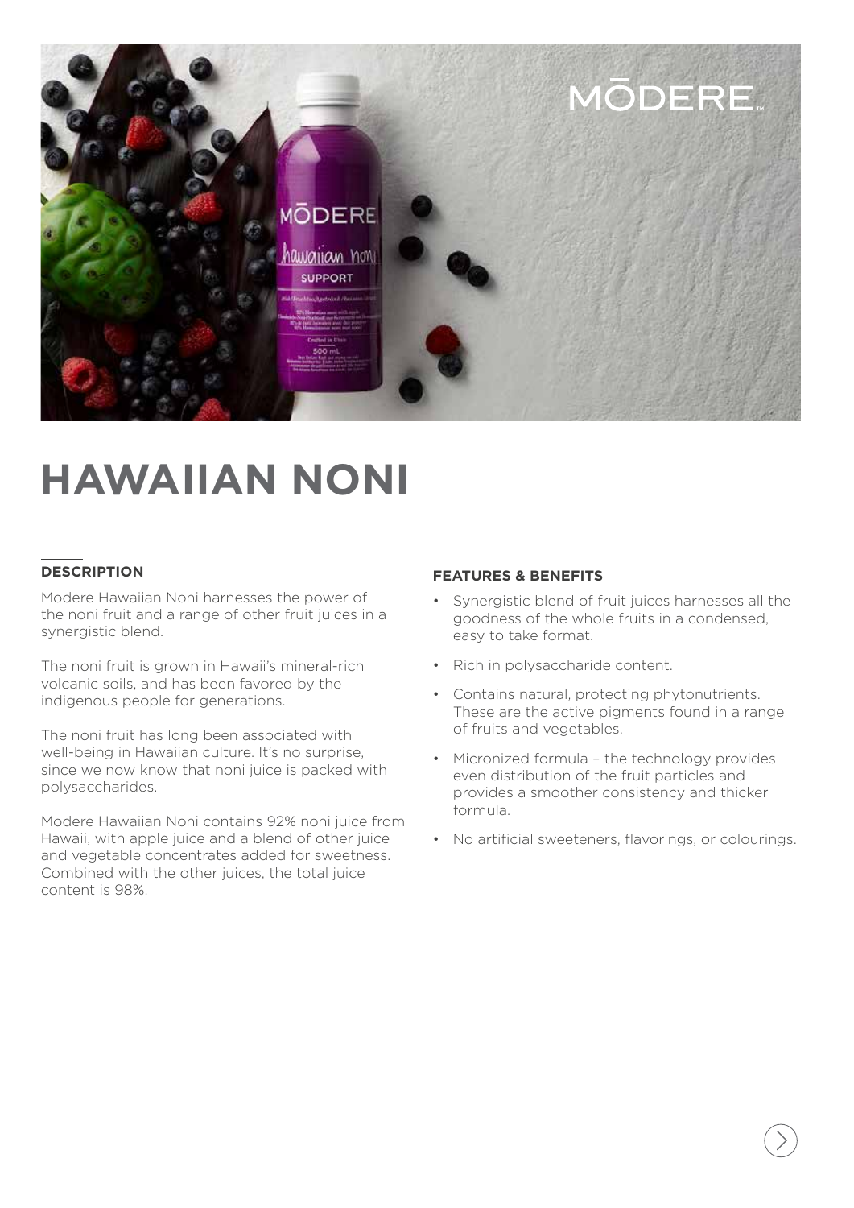# HAWAIIAN NONI

## DESCRIPTION

Modere Hawaiian Noni harnesses the power of the noni fruit and a range of other fruit juices in a synergistic blend.

The noni fruit is grown in Hawaii's mineral-rich volcanic soils, and has been favored by the indigenous people for generations.

The noni fruit has long been associated with well-being in Hawaiian culture. It's no surprise, since we now know that noni juice is packed with polysaccharides.

Modere Hawaiian Noni contains 92% noni juice from Hawaii, with apple juice and a blend of other juice and vegetable concentrates added for sweetness. Combined with the other juices, the total juice content is 98%.

## FEATURES & BENEFITS

- Synergistic blend of fruit juices harnesses all the goodness of the whole fruits in a condensed, easy to take format.
- Rich in polysaccharide content.
- Contains natural, protecting phytonutrients. These are the active pigments found in a range of fruits and vegetables.
- Micronized formula – the technology provides even distribution of the fruit particles and provides a smoother consistency and thicker formula.
- No artificial sweeteners, flavorings, or colourings.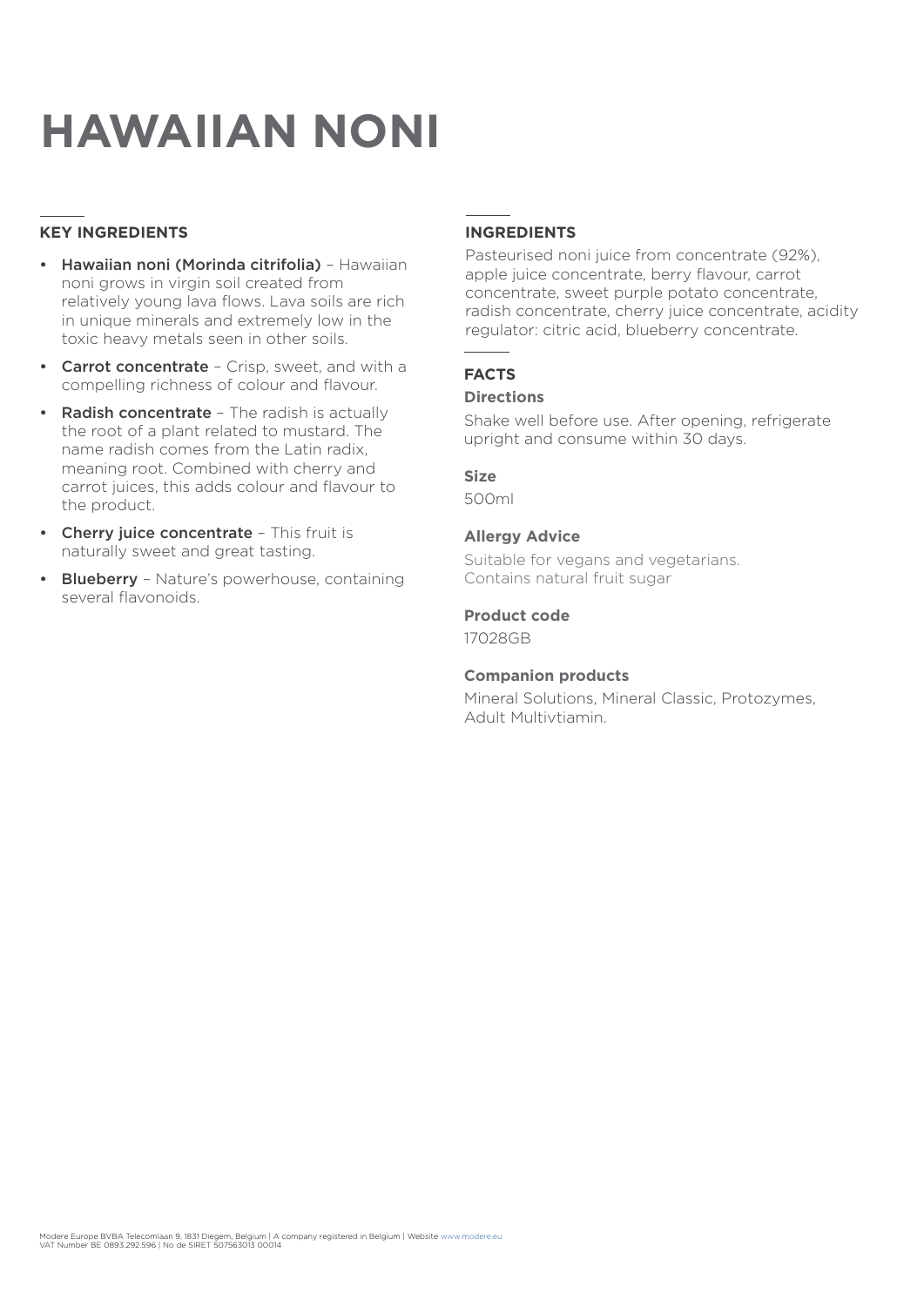# HAWAIIAN NONI

## KEY INGREDIENTS

- **Hawaiian noni (Morinda citrifolia)** – Hawaiian noni grows in virgin soil created from relatively young lava flows. Lava soils are rich in unique minerals and extremely low in the toxic heavy metals seen in other soils.
- **Carrot concentrate** – Crisp, sweet, and with a compelling richness of colour and flavour.
- **Radish concentrate** – The radish is actually the root of a plant related to mustard. The name radish comes from the Latin radix, meaning root. Combined with cherry and carrot juices, this adds colour and flavour to the product.
- **Cherry juice concentrate** – This fruit is naturally sweet and great tasting.
- **Blueberry** – Nature's powerhouse, containing several flavonoids.

## INGREDIENTS

Pasteurised noni juice from concentrate (92%), apple juice concentrate, berry flavour, carrot concentrate, sweet purple potato concentrate, radish concentrate, cherry juice concentrate, acidity regulator: citric acid, blueberry concentrate.

## FACTS

### Directions

Shake well before use. After opening, refrigerate upright and consume within 30 days.

### Size

500ml

### Allergy Advice

Suitable for vegans and vegetarians.
Contains natural fruit sugar

### Product code

17028GB

### Companion products

Mineral Solutions, Mineral Classic, Protozymes, Adult Multivtiamin.

Modere Europe BVBA Telecomlaan 9, 1831 Diegem, Belgium | A company registered in Belgium | Website www.modere.eu
VAT Number BE 0893.292.596 | No de SIRET 507563013 00014